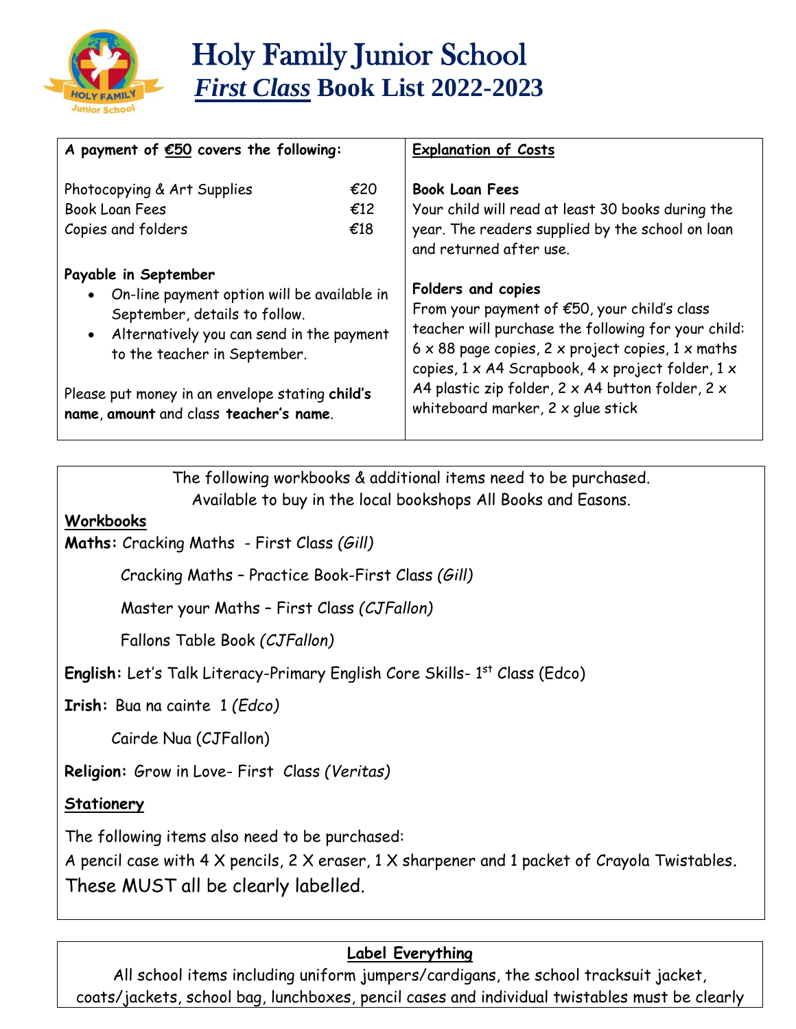# Holy Family Junior School

## *First Class* Book List 2022-2023

**A payment of €50 covers the following:**

| | |
|---|---|
| Photocopying & Art Supplies | €20 |
| Book Loan Fees | €12 |
| Copies and folders | €18 |

**Payable in September**

- On-line payment option will be available in September, details to follow.
- Alternatively you can send in the payment to the teacher in September.

Please put money in an envelope stating **child's name**, **amount** and class **teacher's name**.

**Explanation of Costs**

**Book Loan Fees**
Your child will read at least 30 books during the year. The readers supplied by the school on loan and returned after use.

**Folders and copies**
From your payment of €50, your child's class teacher will purchase the following for your child: 6 x 88 page copies, 2 x project copies, 1 x maths copies, 1 x A4 Scrapbook, 4 x project folder, 1 x A4 plastic zip folder, 2 x A4 button folder, 2 x whiteboard marker, 2 x glue stick

The following workbooks & additional items need to be purchased.
Available to buy in the local bookshops All Books and Easons.

**Workbooks**

**Maths:** Cracking Maths - First Class *(Gill)*

Cracking Maths – Practice Book-First Class *(Gill)*

Master your Maths – First Class *(CJFallon)*

Fallons Table Book *(CJFallon)*

**English:** Let's Talk Literacy-Primary English Core Skills- 1st Class (Edco)

**Irish:** Bua na cainte 1 *(Edco)*

Cairde Nua (CJFallon)

**Religion:** Grow in Love- First Class *(Veritas)*

**Stationery**

The following items also need to be purchased:
A pencil case with 4 X pencils, 2 X eraser, 1 X sharpener and 1 packet of Crayola Twistables.
These MUST all be clearly labelled.

**Label Everything**

All school items including uniform jumpers/cardigans, the school tracksuit jacket, coats/jackets, school bag, lunchboxes, pencil cases and individual twistables must be clearly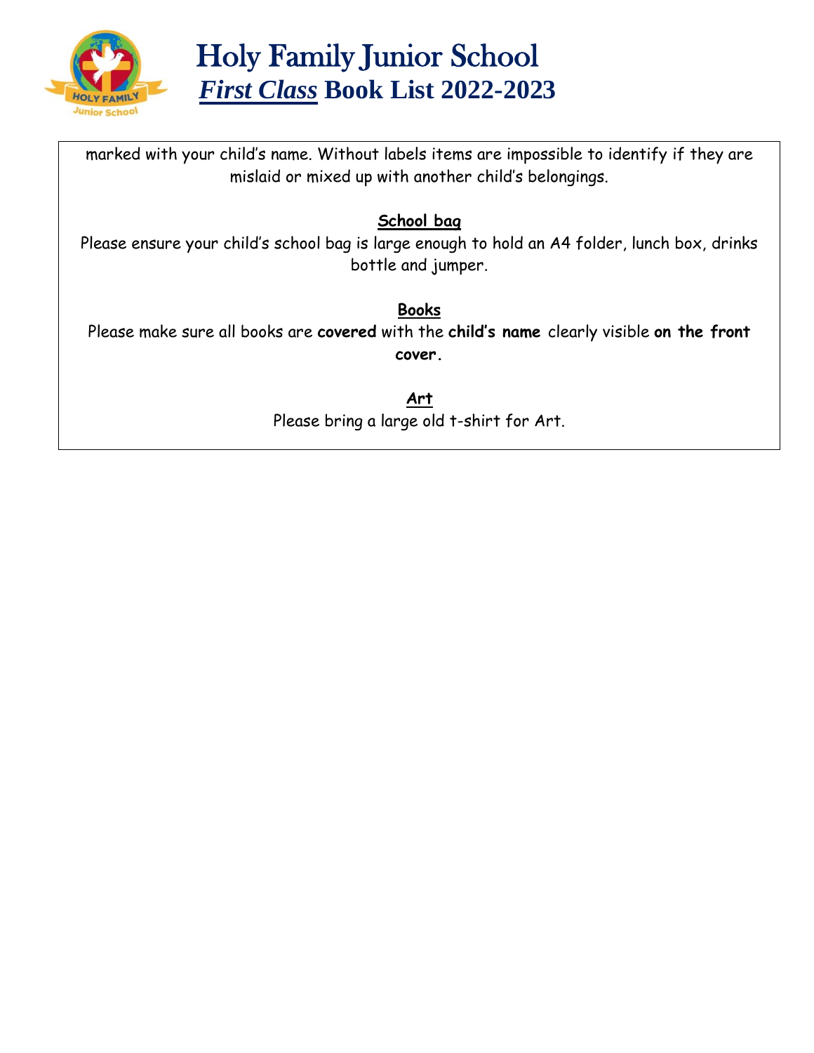marked with your child's name. Without labels items are impossible to identify if they are mislaid or mixed up with another child's belongings.

**School bag**

Please ensure your child's school bag is large enough to hold an A4 folder, lunch box, drinks bottle and jumper.

**Books**

Please make sure all books are **covered** with the **child's name** clearly visible **on the front cover**.

**Art**

Please bring a large old t-shirt for Art.